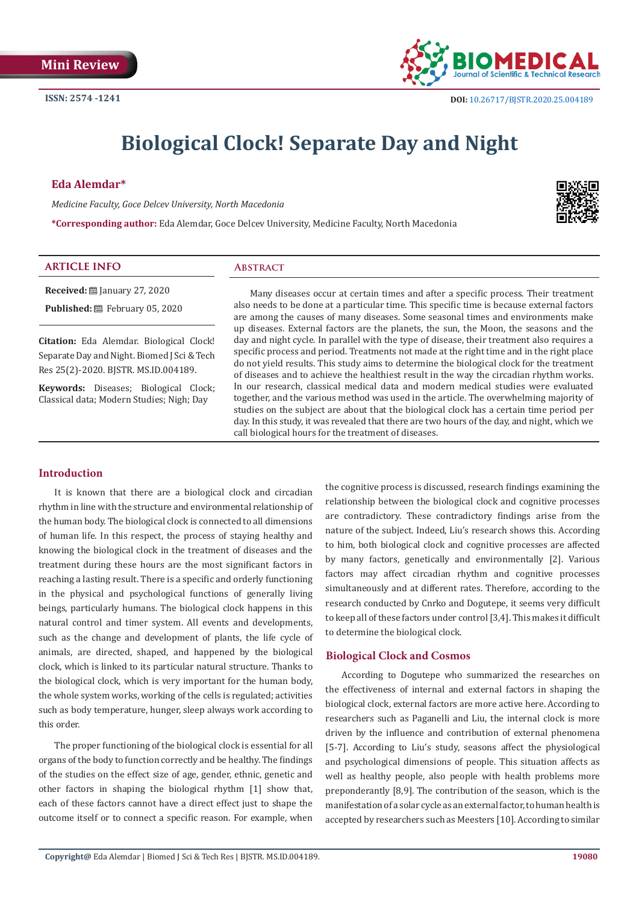Mini Review

ISSN: 2574 -1241

DOI: 10.26717/BJSTR.2020.25.004189

# Biological Clock! Separate Day and Night

**Eda Alemdar***

*Medicine Faculty, Goce Delcev University, North Macedonia*

***Corresponding author:** Eda Alemdar, Goce Delcev University, Medicine Faculty, North Macedonia

## ARTICLE INFO

**Received:** January 27, 2020

**Published:** February 05, 2020

**Citation:** Eda Alemdar. Biological Clock! Separate Day and Night. Biomed J Sci & Tech Res 25(2)-2020. BJSTR. MS.ID.004189.

**Keywords:** Diseases; Biological Clock; Classical data; Modern Studies; Nigh; Day

## Abstract

Many diseases occur at certain times and after a specific process. Their treatment also needs to be done at a particular time. This specific time is because external factors are among the causes of many diseases. Some seasonal times and environments make up diseases. External factors are the planets, the sun, the Moon, the seasons and the day and night cycle. In parallel with the type of disease, their treatment also requires a specific process and period. Treatments not made at the right time and in the right place do not yield results. This study aims to determine the biological clock for the treatment of diseases and to achieve the healthiest result in the way the circadian rhythm works. In our research, classical medical data and modern medical studies were evaluated together, and the various method was used in the article. The overwhelming majority of studies on the subject are about that the biological clock has a certain time period per day. In this study, it was revealed that there are two hours of the day, and night, which we call biological hours for the treatment of diseases.

## Introduction

It is known that there are a biological clock and circadian rhythm in line with the structure and environmental relationship of the human body. The biological clock is connected to all dimensions of human life. In this respect, the process of staying healthy and knowing the biological clock in the treatment of diseases and the treatment during these hours are the most significant factors in reaching a lasting result. There is a specific and orderly functioning in the physical and psychological functions of generally living beings, particularly humans. The biological clock happens in this natural control and timer system. All events and developments, such as the change and development of plants, the life cycle of animals, are directed, shaped, and happened by the biological clock, which is linked to its particular natural structure. Thanks to the biological clock, which is very important for the human body, the whole system works, working of the cells is regulated; activities such as body temperature, hunger, sleep always work according to this order.

The proper functioning of the biological clock is essential for all organs of the body to function correctly and be healthy. The findings of the studies on the effect size of age, gender, ethnic, genetic and other factors in shaping the biological rhythm [1] show that, each of these factors cannot have a direct effect just to shape the outcome itself or to connect a specific reason. For example, when the cognitive process is discussed, research findings examining the relationship between the biological clock and cognitive processes are contradictory. These contradictory findings arise from the nature of the subject. Indeed, Liu's research shows this. According to him, both biological clock and cognitive processes are affected by many factors, genetically and environmentally [2]. Various factors may affect circadian rhythm and cognitive processes simultaneously and at different rates. Therefore, according to the research conducted by Cnrko and Dogutepe, it seems very difficult to keep all of these factors under control [3,4]. This makes it difficult to determine the biological clock.

## Biological Clock and Cosmos

According to Dogutepe who summarized the researches on the effectiveness of internal and external factors in shaping the biological clock, external factors are more active here. According to researchers such as Paganelli and Liu, the internal clock is more driven by the influence and contribution of external phenomena [5-7]. According to Liu's study, seasons affect the physiological and psychological dimensions of people. This situation affects as well as healthy people, also people with health problems more preponderantly [8,9]. The contribution of the season, which is the manifestation of a solar cycle as an external factor, to human health is accepted by researchers such as Meesters [10]. According to similar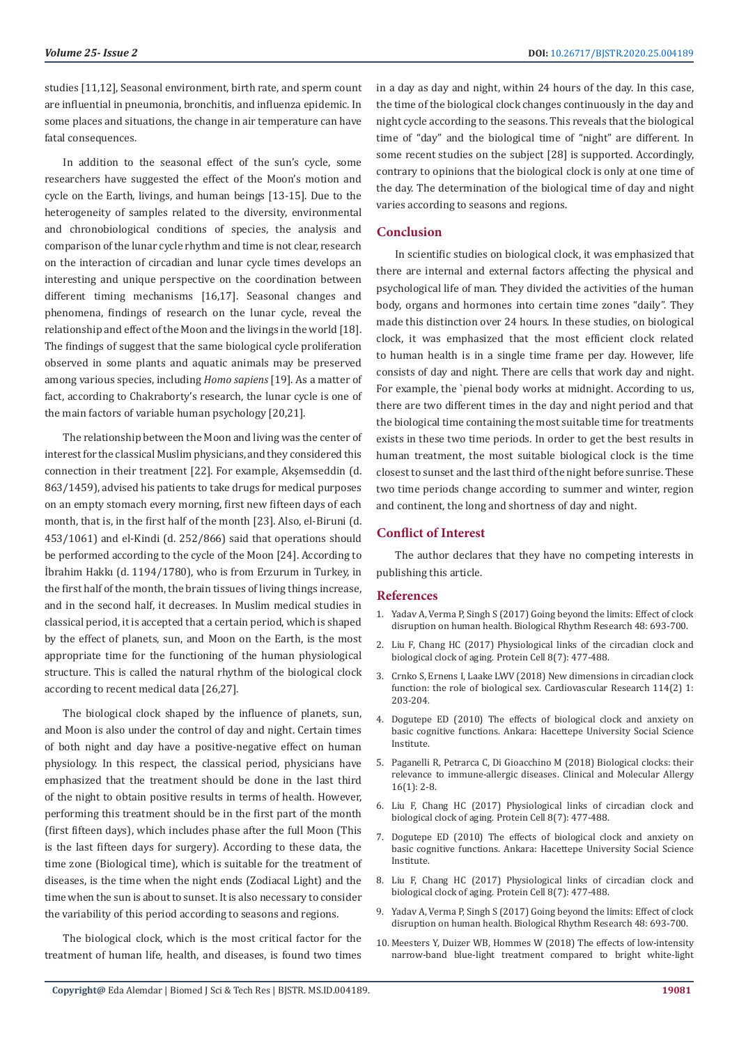studies [11,12], Seasonal environment, birth rate, and sperm count are influential in pneumonia, bronchitis, and influenza epidemic. In some places and situations, the change in air temperature can have fatal consequences.

In addition to the seasonal effect of the sun's cycle, some researchers have suggested the effect of the Moon's motion and cycle on the Earth, livings, and human beings [13-15]. Due to the heterogeneity of samples related to the diversity, environmental and chronobiological conditions of species, the analysis and comparison of the lunar cycle rhythm and time is not clear, research on the interaction of circadian and lunar cycle times develops an interesting and unique perspective on the coordination between different timing mechanisms [16,17]. Seasonal changes and phenomena, findings of research on the lunar cycle, reveal the relationship and effect of the Moon and the livings in the world [18]. The findings of suggest that the same biological cycle proliferation observed in some plants and aquatic animals may be preserved among various species, including *Homo sapiens* [19]. As a matter of fact, according to Chakraborty's research, the lunar cycle is one of the main factors of variable human psychology [20,21].

The relationship between the Moon and living was the center of interest for the classical Muslim physicians, and they considered this connection in their treatment [22]. For example, Akşemseddin (d. 863/1459), advised his patients to take drugs for medical purposes on an empty stomach every morning, first new fifteen days of each month, that is, in the first half of the month [23]. Also, el-Biruni (d. 453/1061) and el-Kindi (d. 252/866) said that operations should be performed according to the cycle of the Moon [24]. According to İbrahim Hakkı (d. 1194/1780), who is from Erzurum in Turkey, in the first half of the month, the brain tissues of living things increase, and in the second half, it decreases. In Muslim medical studies in classical period, it is accepted that a certain period, which is shaped by the effect of planets, sun, and Moon on the Earth, is the most appropriate time for the functioning of the human physiological structure. This is called the natural rhythm of the biological clock according to recent medical data [26,27].

The biological clock shaped by the influence of planets, sun, and Moon is also under the control of day and night. Certain times of both night and day have a positive-negative effect on human physiology. In this respect, the classical period, physicians have emphasized that the treatment should be done in the last third of the night to obtain positive results in terms of health. However, performing this treatment should be in the first part of the month (first fifteen days), which includes phase after the full Moon (This is the last fifteen days for surgery). According to these data, the time zone (Biological time), which is suitable for the treatment of diseases, is the time when the night ends (Zodiacal Light) and the time when the sun is about to sunset. It is also necessary to consider the variability of this period according to seasons and regions.

The biological clock, which is the most critical factor for the treatment of human life, health, and diseases, is found two times in a day as day and night, within 24 hours of the day. In this case, the time of the biological clock changes continuously in the day and night cycle according to the seasons. This reveals that the biological time of "day" and the biological time of "night" are different. In some recent studies on the subject [28] is supported. Accordingly, contrary to opinions that the biological clock is only at one time of the day. The determination of the biological time of day and night varies according to seasons and regions.

## Conclusion

In scientific studies on biological clock, it was emphasized that there are internal and external factors affecting the physical and psychological life of man. They divided the activities of the human body, organs and hormones into certain time zones "daily". They made this distinction over 24 hours. In these studies, on biological clock, it was emphasized that the most efficient clock related to human health is in a single time frame per day. However, life consists of day and night. There are cells that work day and night. For example, the `pienal body works at midnight. According to us, there are two different times in the day and night period and that the biological time containing the most suitable time for treatments exists in these two time periods. In order to get the best results in human treatment, the most suitable biological clock is the time closest to sunset and the last third of the night before sunrise. These two time periods change according to summer and winter, region and continent, the long and shortness of day and night.

## Conflict of Interest

The author declares that they have no competing interests in publishing this article.

## References

1. Yadav A, Verma P, Singh S (2017) Going beyond the limits: Effect of clock disruption on human health. Biological Rhythm Research 48: 693-700.
2. Liu F, Chang HC (2017) Physiological links of the circadian clock and biological clock of aging. Protein Cell 8(7): 477-488.
3. Crnko S, Ernens I, Laake LWV (2018) New dimensions in circadian clock function: the role of biological sex. Cardiovascular Research 114(2) 1: 203-204.
4. Dogutepe ED (2010) The effects of biological clock and anxiety on basic cognitive functions. Ankara: Hacettepe University Social Science Institute.
5. Paganelli R, Petrarca C, Di Gioacchino M (2018) Biological clocks: their relevance to immune-allergic diseases. Clinical and Molecular Allergy 16(1): 2-8.
6. Liu F, Chang HC (2017) Physiological links of circadian clock and biological clock of aging. Protein Cell 8(7): 477-488.
7. Dogutepe ED (2010) The effects of biological clock and anxiety on basic cognitive functions. Ankara: Hacettepe University Social Science Institute.
8. Liu F, Chang HC (2017) Physiological links of circadian clock and biological clock of aging. Protein Cell 8(7): 477-488.
9. Yadav A, Verma P, Singh S (2017) Going beyond the limits: Effect of clock disruption on human health. Biological Rhythm Research 48: 693-700.
10. Meesters Y, Duizer WB, Hommes W (2018) The effects of low-intensity narrow-band blue-light treatment compared to bright white-light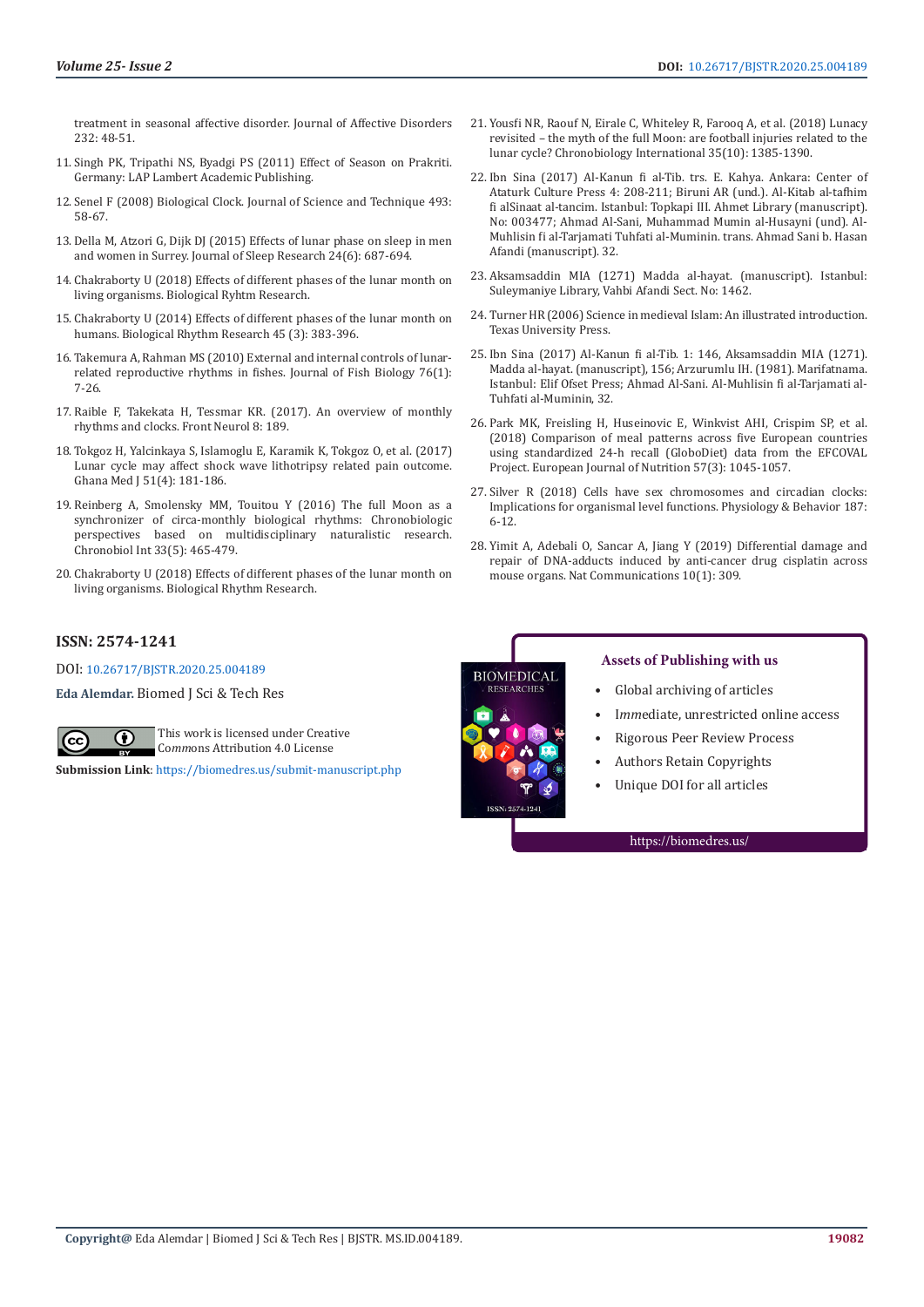treatment in seasonal affective disorder. Journal of Affective Disorders 232: 48-51.

11. Singh PK, Tripathi NS, Byadgi PS (2011) Effect of Season on Prakriti. Germany: LAP Lambert Academic Publishing.
12. Senel F (2008) Biological Clock. Journal of Science and Technique 493: 58-67.
13. Della M, Atzori G, Dijk DJ (2015) Effects of lunar phase on sleep in men and women in Surrey. Journal of Sleep Research 24(6): 687-694.
14. Chakraborty U (2018) Effects of different phases of the lunar month on living organisms. Biological Ryhtm Research.
15. Chakraborty U (2014) Effects of different phases of the lunar month on humans. Biological Rhythm Research 45 (3): 383-396.
16. Takemura A, Rahman MS (2010) External and internal controls of lunar-related reproductive rhythms in fishes. Journal of Fish Biology 76(1): 7-26.
17. Raible F, Takekata H, Tessmar KR. (2017). An overview of monthly rhythms and clocks. Front Neurol 8: 189.
18. Tokgoz H, Yalcinkaya S, Islamoglu E, Karamik K, Tokgoz O, et al. (2017) Lunar cycle may affect shock wave lithotripsy related pain outcome. Ghana Med J 51(4): 181-186.
19. Reinberg A, Smolensky MM, Touitou Y (2016) The full Moon as a synchronizer of circa-monthly biological rhythms: Chronobiologic perspectives based on multidisciplinary naturalistic research. Chronobiol Int 33(5): 465-479.
20. Chakraborty U (2018) Effects of different phases of the lunar month on living organisms. Biological Rhythm Research.
21. Yousfi NR, Raouf N, Eirale C, Whiteley R, Farooq A, et al. (2018) Lunacy revisited – the myth of the full Moon: are football injuries related to the lunar cycle? Chronobiology International 35(10): 1385-1390.
22. Ibn Sina (2017) Al-Kanun fi al-Tib. trs. E. Kahya. Ankara: Center of Ataturk Culture Press 4: 208-211; Biruni AR (und.). Al-Kitab al-tafhim fi alSinaat al-tancim. Istanbul: Topkapi III. Ahmet Library (manuscript). No: 003477; Ahmad Al-Sani, Muhammad Mumin al-Husayni (und). Al-Muhlisin fi al-Tarjamati Tuhfati al-Muminin. trans. Ahmad Sani b. Hasan Afandi (manuscript). 32.
23. Aksamsaddin MIA (1271) Madda al-hayat. (manuscript). Istanbul: Suleymaniye Library, Vahbi Afandi Sect. No: 1462.
24. Turner HR (2006) Science in medieval Islam: An illustrated introduction. Texas University Press.
25. Ibn Sina (2017) Al-Kanun fi al-Tib. 1: 146, Aksamsaddin MIA (1271). Madda al-hayat. (manuscript), 156; Arzurumlu IH. (1981). Marifatnama. Istanbul: Elif Ofset Press; Ahmad Al-Sani. Al-Muhlisin fi al-Tarjamati al-Tuhfati al-Muminin, 32.
26. Park MK, Freisling H, Huseinovic E, Winkvist AHI, Crispim SP, et al. (2018) Comparison of meal patterns across five European countries using standardized 24-h recall (GloboDiet) data from the EFCOVAL Project. European Journal of Nutrition 57(3): 1045-1057.
27. Silver R (2018) Cells have sex chromosomes and circadian clocks: Implications for organismal level functions. Physiology & Behavior 187: 6-12.
28. Yimit A, Adebali O, Sancar A, Jiang Y (2019) Differential damage and repair of DNA-adducts induced by anti-cancer drug cisplatin across mouse organs. Nat Communications 10(1): 309.

**ISSN: 2574-1241**

DOI: 10.26717/BJSTR.2020.25.004189

**Eda Alemdar.** Biomed J Sci & Tech Res

This work is licensed under Creative Commons Attribution 4.0 License

**Submission Link**: https://biomedres.us/submit-manuscript.php

**Assets of Publishing with us**

- Global archiving of articles
- Immediate, unrestricted online access
- Rigorous Peer Review Process
- Authors Retain Copyrights
- Unique DOI for all articles

https://biomedres.us/